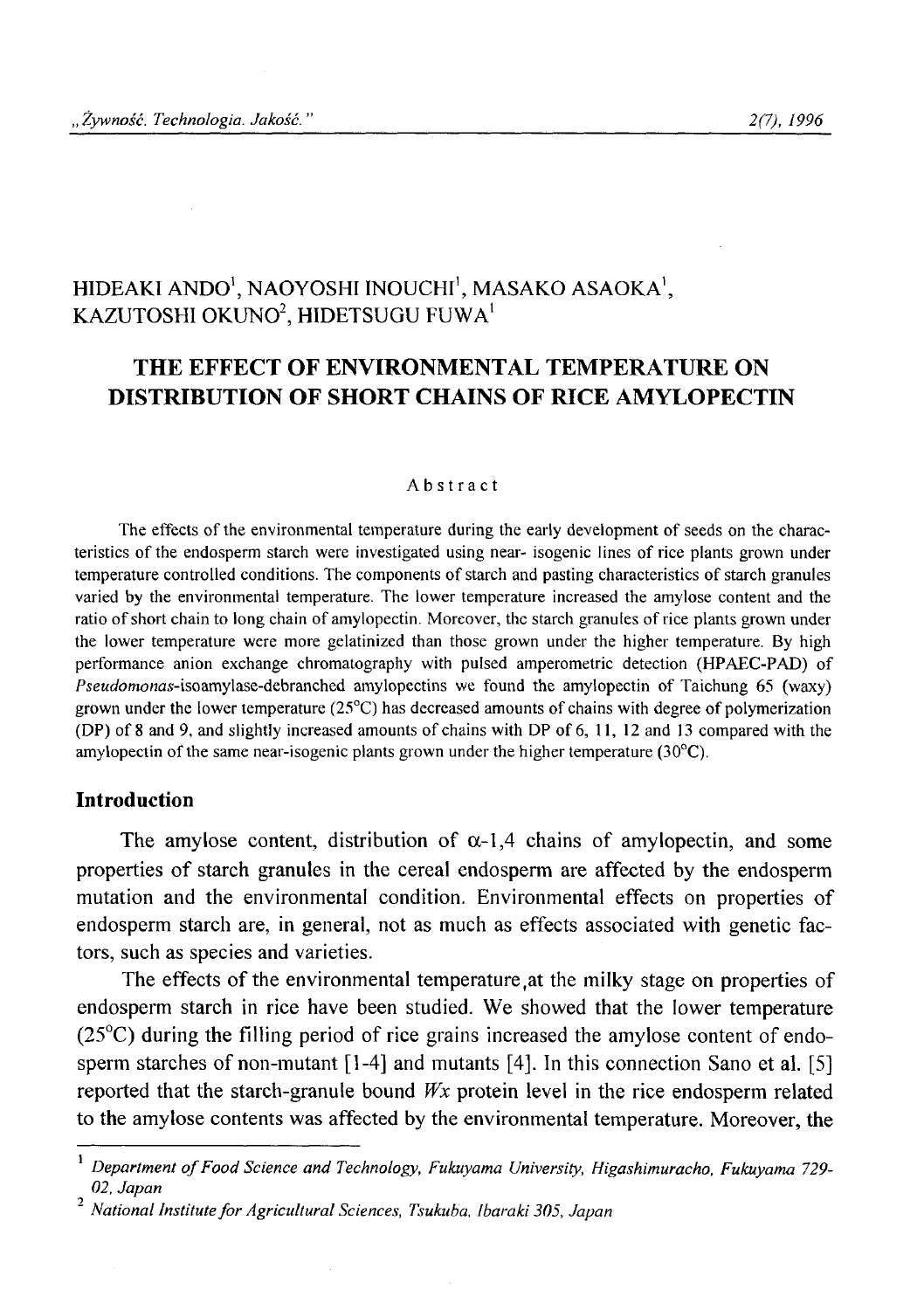HIDEAKI ANDO[1], NAOYOSHI INOUCHI[1], MASAKO ASAOKA[1], KAZUTOSHI OKUNO[2], HIDETSUGU FUWA[1]

# THE EFFECT OF ENVIRONMENTAL TEMPERATURE ON DISTRIBUTION OF SHORT CHAINS OF RICE AMYLOPECTIN

## Abstract

The effects of the environmental temperature during the early development of seeds on the characteristics of the endosperm starch were investigated using near- isogenic lines of rice plants grown under temperature controlled conditions. The components of starch and pasting characteristics of starch granules varied by the environmental temperature. The lower temperature increased the amylose content and the ratio of short chain to long chain of amylopectin. Moreover, the starch granules of rice plants grown under the lower temperature were more gelatinized than those grown under the higher temperature. By high performance anion exchange chromatography with pulsed amperometric detection (HPAEC-PAD) of *Pseudomonas*-isoamylase-debranched amylopectins we found the amylopectin of Taichung 65 (waxy) grown under the lower temperature (25°C) has decreased amounts of chains with degree of polymerization (DP) of 8 and 9, and slightly increased amounts of chains with DP of 6, 11, 12 and 13 compared with the amylopectin of the same near-isogenic plants grown under the higher temperature (30°C).

## Introduction

The amylose content, distribution of $\alpha$-1,4 chains of amylopectin, and some properties of starch granules in the cereal endosperm are affected by the endosperm mutation and the environmental condition. Environmental effects on properties of endosperm starch are, in general, not as much as effects associated with genetic factors, such as species and varieties.

The effects of the environmental temperature,at the milky stage on properties of endosperm starch in rice have been studied. We showed that the lower temperature (25°C) during the filling period of rice grains increased the amylose content of endosperm starches of non-mutant [1-4] and mutants [4]. In this connection Sano et al. [5] reported that the starch-granule bound *Wx* protein level in the rice endosperm related to the amylose contents was affected by the environmental temperature. Moreover, the

---

[1] *Department of Food Science and Technology, Fukuyama University, Higashimuracho, Fukuyama 729-02, Japan*

[2] *National Institute for Agricultural Sciences, Tsukuba, Ibaraki 305, Japan*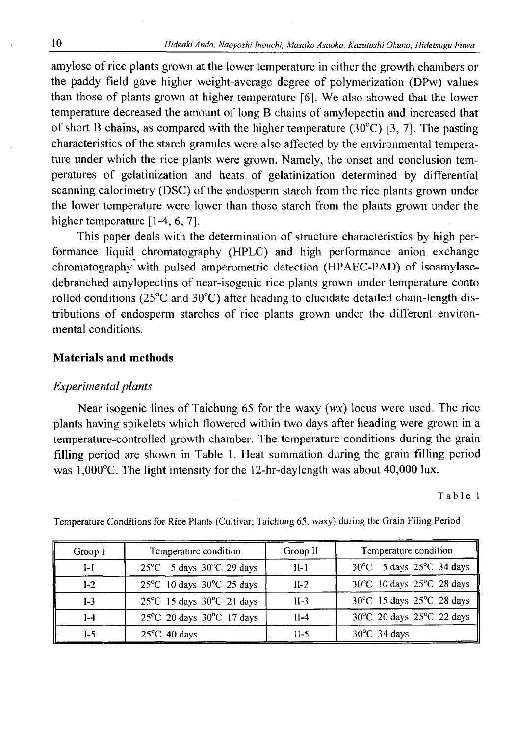amylose of rice plants grown at the lower temperature in either the growth chambers or the paddy field gave higher weight-average degree of polymerization (DPw) values than those of plants grown at higher temperature [6]. We also showed that the lower temperature decreased the amount of long B chains of amylopectin and increased that of short B chains, as compared with the higher temperature (30°C) [3, 7]. The pasting characteristics of the starch granules were also affected by the environmental temperature under which the rice plants were grown. Namely, the onset and conclusion temperatures of gelatinization and heats of gelatinization determined by differential scanning calorimetry (DSC) of the endosperm starch from the rice plants grown under the lower temperature were lower than those starch from the plants grown under the higher temperature [1-4, 6, 7].

This paper deals with the determination of structure characteristics by high performance liquid chromatography (HPLC) and high performance anion exchange chromatography with pulsed amperometric detection (HPAEC-PAD) of isoamylase-debranched amylopectins of near-isogenic rice plants grown under temperature conto rolled conditions (25°C and 30°C) after heading to elucidate detailed chain-length distributions of endosperm starches of rice plants grown under the different environmental conditions.

## Materials and methods

### *Experimental plants*

Near isogenic lines of Taichung 65 for the waxy (*wx*) locus were used. The rice plants having spikelets which flowered within two days after heading were grown in a temperature-controlled growth chamber. The temperature conditions during the grain filling period are shown in Table 1. Heat summation during the grain filling period was 1,000°C. The light intensity for the 12-hr-daylength was about 40,000 lux.

Table 1

Temperature Conditions for Rice Plants (Cultivar; Taichung 65, waxy) during the Grain Filing Period

| Group I | Temperature condition | Group II | Temperature condition |
|---|---|---|---|
| I-1 | 25°C 5 days 30°C 29 days | II-1 | 30°C 5 days 25°C 34 days |
| I-2 | 25°C 10 days 30°C 25 days | II-2 | 30°C 10 days 25°C 28 days |
| I-3 | 25°C 15 days 30°C 21 days | II-3 | 30°C 15 days 25°C 28 days |
| I-4 | 25°C 20 days 30°C 17 days | II-4 | 30°C 20 days 25°C 22 days |
| I-5 | 25°C 40 days | II-5 | 30°C 34 days |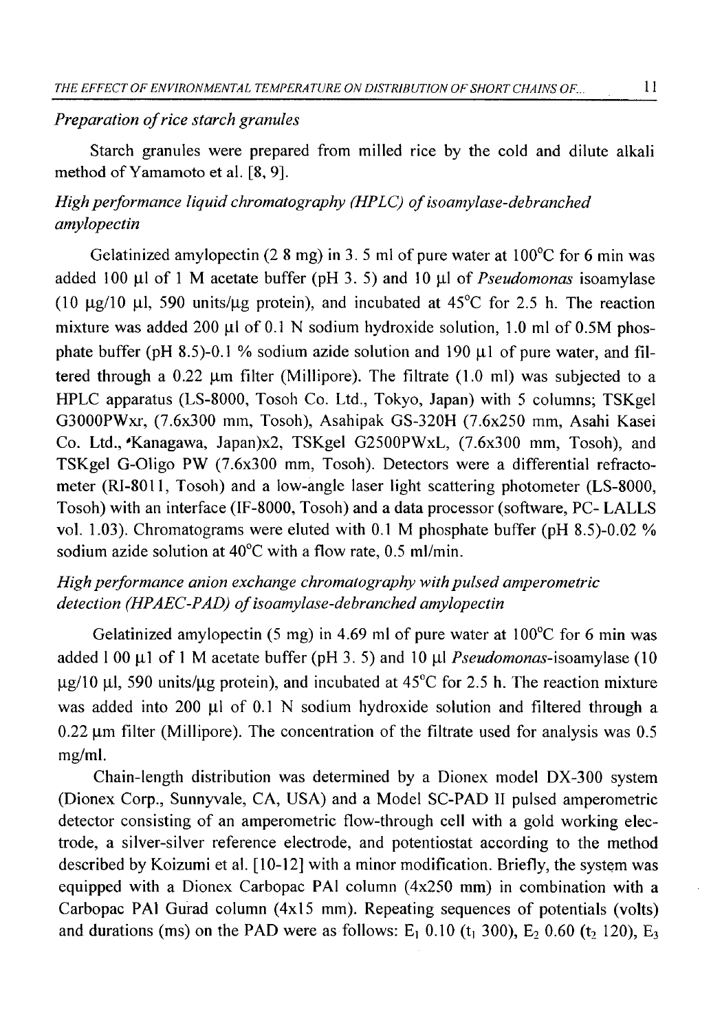*Preparation of rice starch granules*

Starch granules were prepared from milled rice by the cold and dilute alkali method of Yamamoto et al. [8, 9].

*High performance liquid chromatography (HPLC) of isoamylase-debranched amylopectin*

Gelatinized amylopectin (2 8 mg) in 3. 5 ml of pure water at 100°C for 6 min was added 100 μl of 1 M acetate buffer (pH 3. 5) and 10 μl of *Pseudomonas* isoamylase (10 μg/10 μl, 590 units/μg protein), and incubated at 45°C for 2.5 h. The reaction mixture was added 200 μl of 0.1 N sodium hydroxide solution, 1.0 ml of 0.5M phosphate buffer (pH 8.5)-0.1 % sodium azide solution and 190 μl of pure water, and filtered through a 0.22 μm filter (Millipore). The filtrate (1.0 ml) was subjected to a HPLC apparatus (LS-8000, Tosoh Co. Ltd., Tokyo, Japan) with 5 columns; TSKgel G3000PWxr, (7.6x300 mm, Tosoh), Asahipak GS-320H (7.6x250 mm, Asahi Kasei Co. Ltd., Kanagawa, Japan)x2, TSKgel G2500PWxL, (7.6x300 mm, Tosoh), and TSKgel G-Oligo PW (7.6x300 mm, Tosoh). Detectors were a differential refractometer (RI-8011, Tosoh) and a low-angle laser light scattering photometer (LS-8000, Tosoh) with an interface (IF-8000, Tosoh) and a data processor (software, PC- LALLS vol. 1.03). Chromatograms were eluted with 0.1 M phosphate buffer (pH 8.5)-0.02 % sodium azide solution at 40°C with a flow rate, 0.5 ml/min.

*High performance anion exchange chromatography with pulsed amperometric detection (HPAEC-PAD) of isoamylase-debranched amylopectin*

Gelatinized amylopectin (5 mg) in 4.69 ml of pure water at 100°C for 6 min was added 1 00 μl of 1 M acetate buffer (pH 3. 5) and 10 μl *Pseudomonas*-isoamylase (10 μg/10 μl, 590 units/μg protein), and incubated at 45°C for 2.5 h. The reaction mixture was added into 200 μl of 0.1 N sodium hydroxide solution and filtered through a 0.22 μm filter (Millipore). The concentration of the filtrate used for analysis was 0.5 mg/ml.

Chain-length distribution was determined by a Dionex model DX-300 system (Dionex Corp., Sunnyvale, CA, USA) and a Model SC-PAD II pulsed amperometric detector consisting of an amperometric flow-through cell with a gold working electrode, a silver-silver reference electrode, and potentiostat according to the method described by Koizumi et al. [10-12] with a minor modification. Briefly, the system was equipped with a Dionex Carbopac PA1 column (4x250 mm) in combination with a Carbopac PA1 Gurad column (4x15 mm). Repeating sequences of potentials (volts) and durations (ms) on the PAD were as follows: $E_1$ 0.10 ($t_1$ 300), $E_2$ 0.60 ($t_2$ 120), $E_3$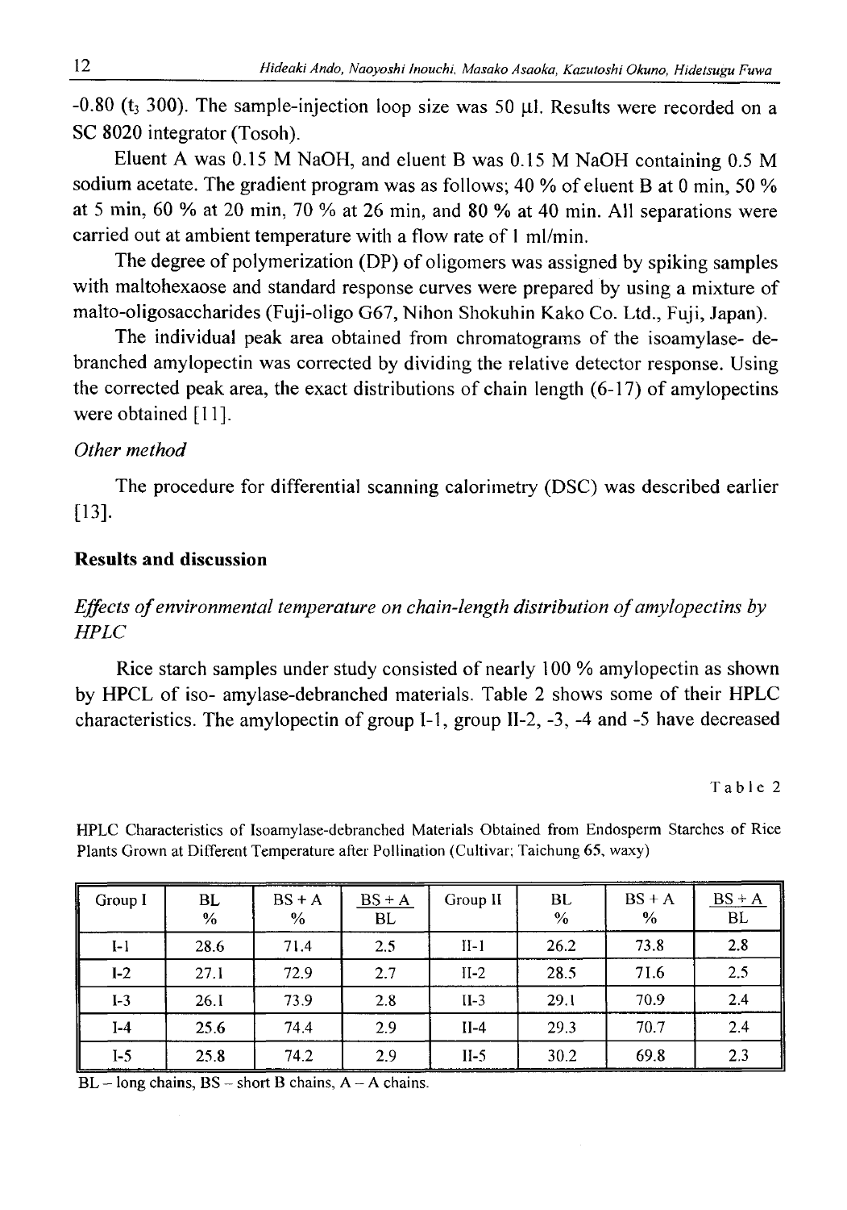-0.80 ($t_3$ 300). The sample-injection loop size was 50 μl. Results were recorded on a SC 8020 integrator (Tosoh).

Eluent A was 0.15 M NaOH, and eluent B was 0.15 M NaOH containing 0.5 M sodium acetate. The gradient program was as follows; 40 % of eluent B at 0 min, 50 % at 5 min, 60 % at 20 min, 70 % at 26 min, and 80 % at 40 min. All separations were carried out at ambient temperature with a flow rate of 1 ml/min.

The degree of polymerization (DP) of oligomers was assigned by spiking samples with maltohexaose and standard response curves were prepared by using a mixture of malto-oligosaccharides (Fuji-oligo G67, Nihon Shokuhin Kako Co. Ltd., Fuji, Japan).

The individual peak area obtained from chromatograms of the isoamylase- debranched amylopectin was corrected by dividing the relative detector response. Using the corrected peak area, the exact distributions of chain length (6-17) of amylopectins were obtained [11].

*Other method*

The procedure for differential scanning calorimetry (DSC) was described earlier [13].

## Results and discussion

### *Effects of environmental temperature on chain-length distribution of amylopectins by HPLC*

Rice starch samples under study consisted of nearly 100 % amylopectin as shown by HPCL of iso- amylase-debranched materials. Table 2 shows some of their HPLC characteristics. The amylopectin of group I-1, group II-2, -3, -4 and -5 have decreased

Table 2

HPLC Characteristics of Isoamylase-debranched Materials Obtained from Endosperm Starches of Rice Plants Grown at Different Temperature after Pollination (Cultivar; Taichung 65, waxy)

| Group I | BL % | BS + A % | $\frac{BS + A}{BL}$ | Group II | BL % | BS + A % | $\frac{BS + A}{BL}$ |
|---|---|---|---|---|---|---|---|
| I-1 | 28.6 | 71.4 | 2.5 | II-1 | 26.2 | 73.8 | 2.8 |
| I-2 | 27.1 | 72.9 | 2.7 | II-2 | 28.5 | 71.6 | 2.5 |
| I-3 | 26.1 | 73.9 | 2.8 | II-3 | 29.1 | 70.9 | 2.4 |
| I-4 | 25.6 | 74.4 | 2.9 | II-4 | 29.3 | 70.7 | 2.4 |
| I-5 | 25.8 | 74.2 | 2.9 | II-5 | 30.2 | 69.8 | 2.3 |

BL – long chains, BS – short B chains, A – A chains.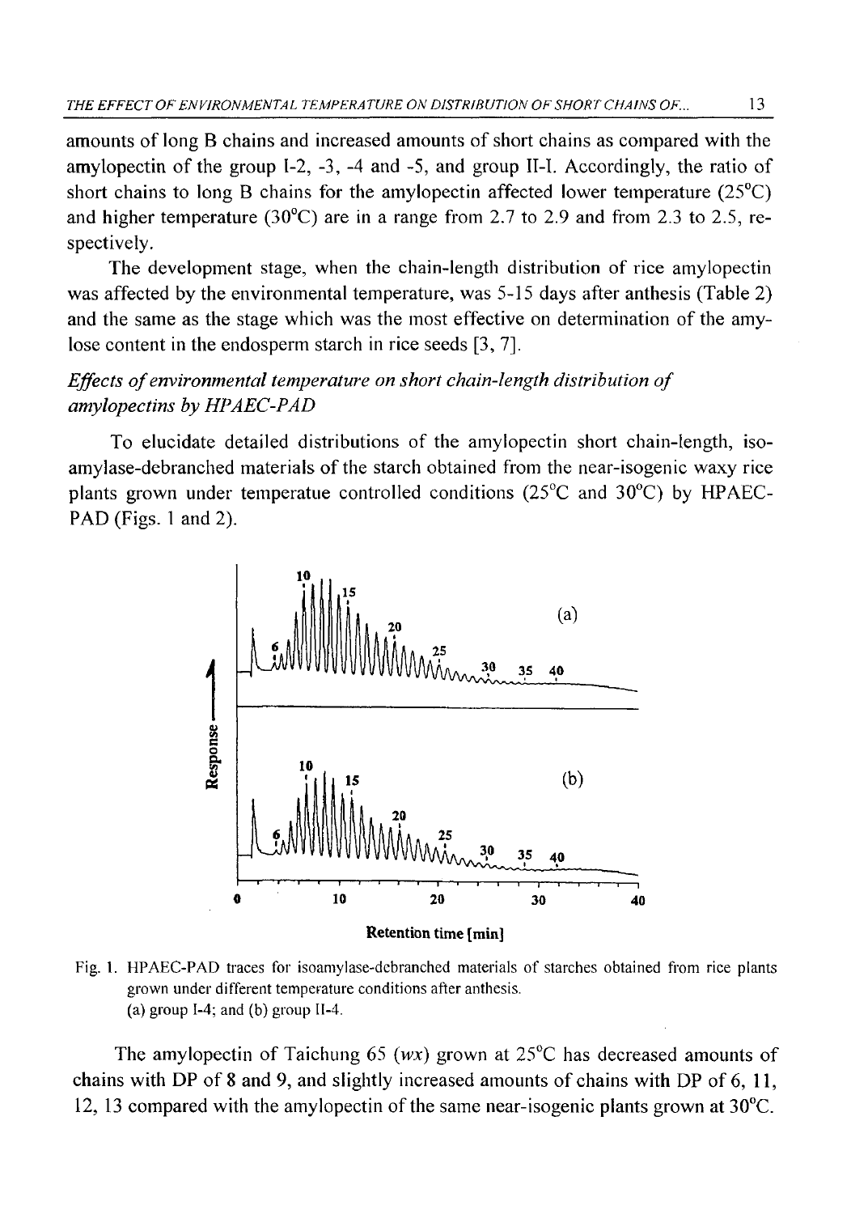amounts of long B chains and increased amounts of short chains as compared with the amylopectin of the group I-2, -3, -4 and -5, and group II-I. Accordingly, the ratio of short chains to long B chains for the amylopectin affected lower temperature (25°C) and higher temperature (30°C) are in a range from 2.7 to 2.9 and from 2.3 to 2.5, respectively.

The development stage, when the chain-length distribution of rice amylopectin was affected by the environmental temperature, was 5-15 days after anthesis (Table 2) and the same as the stage which was the most effective on determination of the amylose content in the endosperm starch in rice seeds [3, 7].

*Effects of environmental temperature on short chain-length distribution of amylopectins by HPAEC-PAD*

To elucidate detailed distributions of the amylopectin short chain-length, isoamylase-debranched materials of the starch obtained from the near-isogenic waxy rice plants grown under temperatue controlled conditions (25°C and 30°C) by HPAEC-PAD (Figs. 1 and 2).

Fig. 1. HPAEC-PAD traces for isoamylase-debranched materials of starches obtained from rice plants grown under different temperature conditions after anthesis.
(a) group I-4; and (b) group II-4.

The amylopectin of Taichung 65 (*wx*) grown at 25°C has decreased amounts of chains with DP of 8 and 9, and slightly increased amounts of chains with DP of 6, 11, 12, 13 compared with the amylopectin of the same near-isogenic plants grown at 30°C.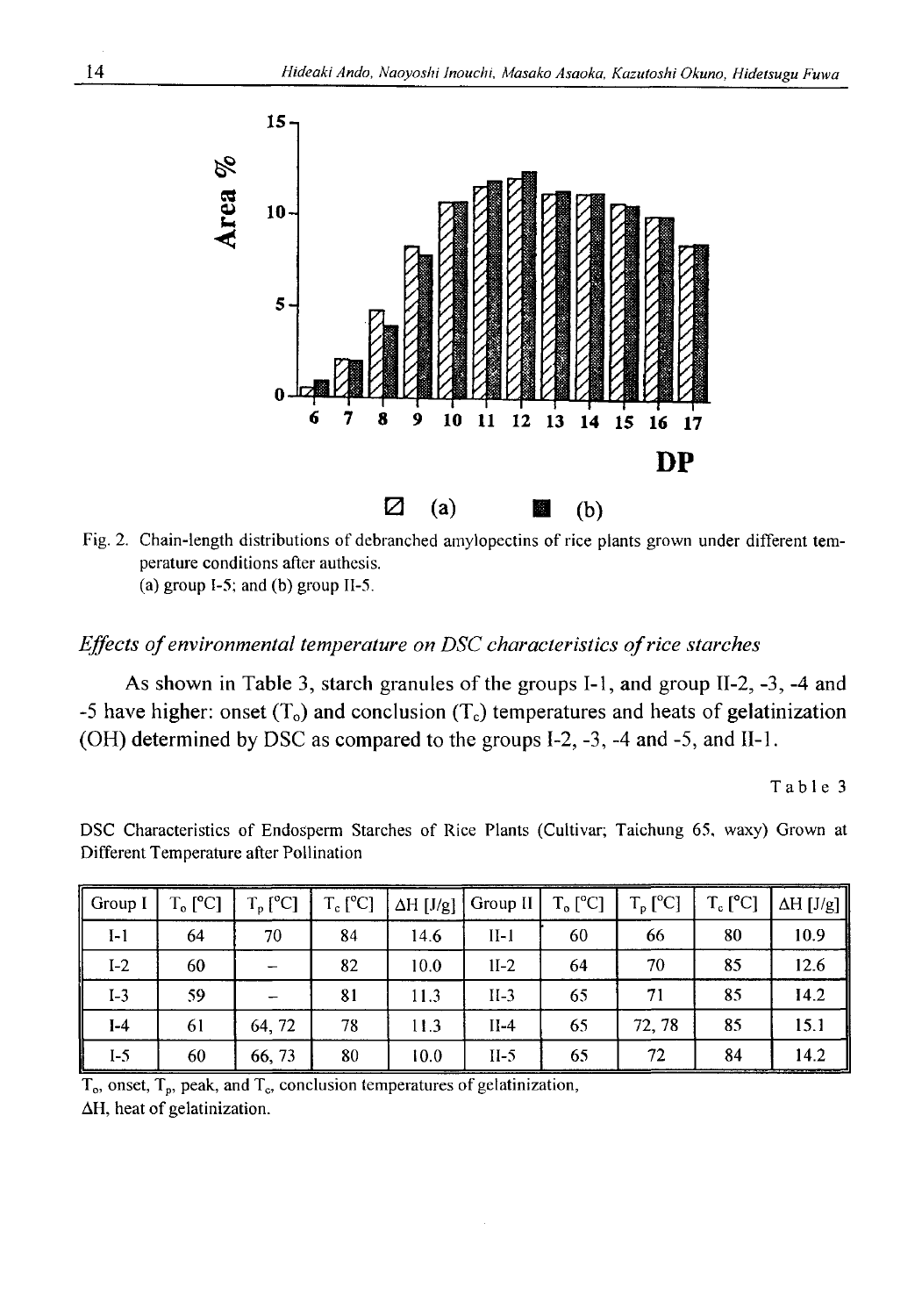Fig. 2. Chain-length distributions of debranched amylopectins of rice plants grown under different temperature conditions after authesis.
(a) group I-5; and (b) group II-5.

*Effects of environmental temperature on DSC characteristics of rice starches*

As shown in Table 3, starch granules of the groups I-1, and group II-2, -3, -4 and -5 have higher: onset ($T_o$) and conclusion ($T_c$) temperatures and heats of gelatinization (ΟΗ) determined by DSC as compared to the groups I-2, -3, -4 and -5, and II-1.

Table 3

DSC Characteristics of Endosperm Starches of Rice Plants (Cultivar; Taichung 65, waxy) Grown at Different Temperature after Pollination

| Group I | $T_o$ [°C] | $T_p$ [°C] | $T_c$ [°C] | ΔH [J/g] | Group II | $T_o$ [°C] | $T_p$ [°C] | $T_c$ [°C] | ΔH [J/g] |
|---|---|---|---|---|---|---|---|---|---|
| I-1 | 64 | 70 | 84 | 14.6 | II-1 | 60 | 66 | 80 | 10.9 |
| I-2 | 60 | – | 82 | 10.0 | II-2 | 64 | 70 | 85 | 12.6 |
| I-3 | 59 | – | 81 | 11.3 | II-3 | 65 | 71 | 85 | 14.2 |
| I-4 | 61 | 64, 72 | 78 | 11.3 | II-4 | 65 | 72, 78 | 85 | 15.1 |
| I-5 | 60 | 66, 73 | 80 | 10.0 | II-5 | 65 | 72 | 84 | 14.2 |

$T_o$, onset, $T_p$, peak, and $T_c$, conclusion temperatures of gelatinization,
ΔH, heat of gelatinization.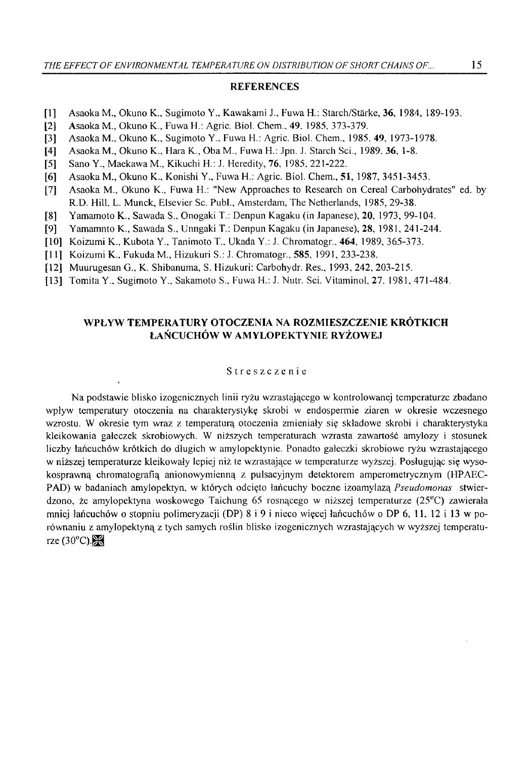## REFERENCES

[1] Asaoka M., Okuno K., Sugimoto Y., Kawakami J., Fuwa H.: Starch/Stärke, **36**, 1984, 189-193.

[2] Asaoka M., Okuno K., Fuwa H.: Agric. Biol. Chem., **49**, 1985, 373-379.

[3] Asaoka M., Okuno K., Sugimoto Y., Fuwa H.: Agric. Biol. Chem., 1985, **49**, 1973-1978.

[4] Asaoka M., Okuno K., Hara K., Oba M., Fuwa H.: Jpn. J. Starch Sci., 1989. **36**, 1-8.

[5] Sano Y., Maekawa M., Kikuchi H.: J. Heredity, **76**, 1985, 221-222.

[6] Asaoka M., Okuno K., Konishi Y., Fuwa H.: Agric. Biol. Chem., **51**, 1987, 3451-3453.

[7] Asaoka M., Okuno K., Fuwa H.: "New Approaches to Research on Cereal Carbohydrates" ed. by R.D. Hill, L. Munck, Elsevier Sc. Publ., Amsterdam, The Netherlands, 1985, 29-38.

[8] Yamamoto K., Sawada S., Onogaki T.: Denpun Kagaku (in Japanese), **20**, 1973, 99-104.

[9] Yamamnto K., Sawada S., Unngaki T.: Denpun Kagaku (in Japanese), **28**, 1981, 241-244.

[10] Koizumi K., Kubota Y., Tanimoto T., Ukada Y.: J. Chromatogr., **464**, 1989, 365-373.

[11] Koizumi K., Fukuda M., Hizukuri S.: J. Chromatogr., **585**, 1991, 233-238.

[12] Muurugesan G., K. Shibanuma, S. Hizukuri: Carbohydr. Res., 1993, 242, 203-215.

[13] Tomita Y., Sugimoto Y., Sakamoto S., Fuwa H.: J. Nutr. Sci. Vitaminol, **27**, 1981, 471-484.

## WPŁYW TEMPERATURY OTOCZENIA NA ROZMIESZCZENIE KRÓTKICH ŁAŃCUCHÓW W AMYLOPEKTYNIE RYŻOWEJ

### Streszczenie

Na podstawie blisko izogenicznych linii ryżu wzrastającego w kontrolowanej temperaturze zbadano wpływ temperatury otoczenia na charakterystykę skrobi w endospermie ziaren w okresie wczesnego wzrostu. W okresie tym wraz z temperaturą otoczenia zmieniały się składowe skrobi i charakterystyka kleikowania gałeczek skrobiowych. W niższych temperaturach wzrasta zawartość amylozy i stosunek liczby łańcuchów krótkich do długich w amylopektynie. Ponadto gałeczki skrobiowe ryżu wzrastającego w niższej temperaturze kleikowały lepiej niż te wzrastające w temperaturze wyższej. Posługując się wysokosprawną chromatografią anionowymienną z pulsacyjnym detektorem amperometrycznym (HPAEC-PAD) w badaniach amylopektyn, w których odcięto łańcuchy boczne izoamylazą *Pseudomonas* stwierdzono, że amylopektyna woskowego Taichung 65 rosnącego w niższej temperaturze (25°C) zawierała mniej łańcuchów o stopniu polimeryzacji (DP) 8 i 9 i nieco więcej łańcuchów o DP 6, 11, 12 i 13 w porównaniu z amylopektyną z tych samych roślin blisko izogenicznych wzrastających w wyższej temperaturze (30°C).